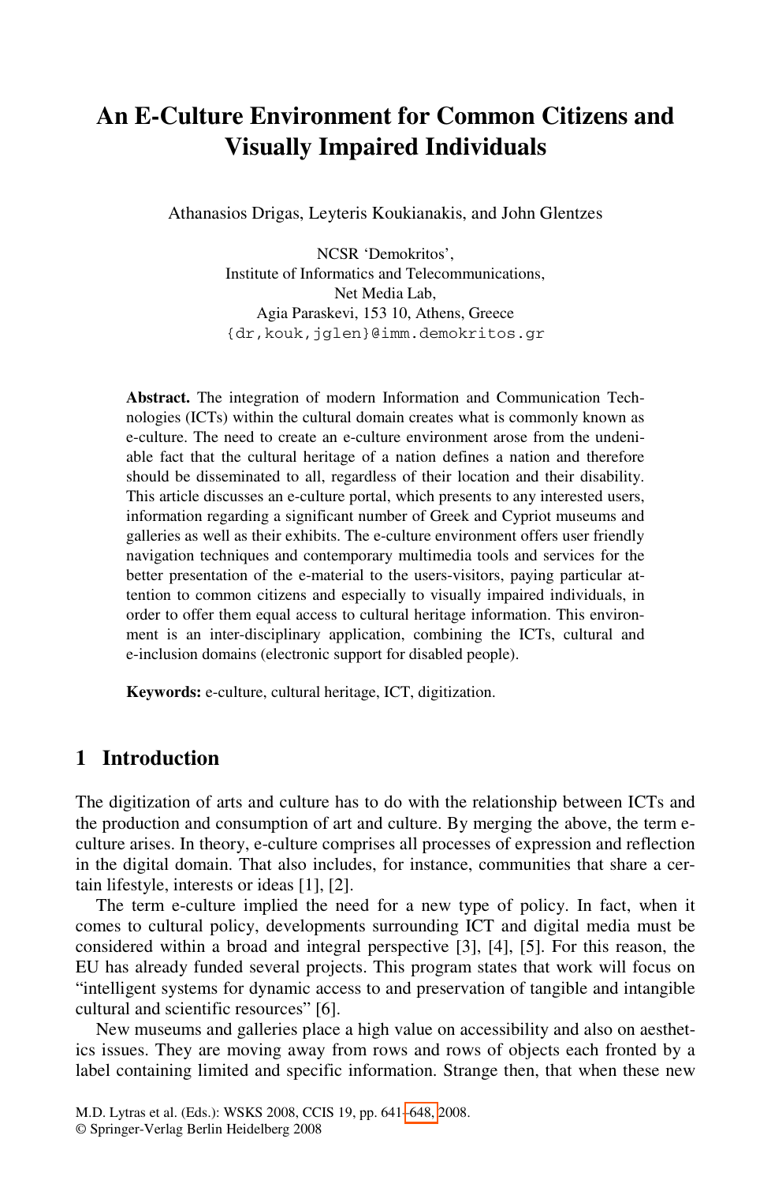# An E-Culture Environment for Common Citizens and Visually Impaired Individuals

Athanasios Drigas, Leyteris Koukianakis, and John Glentzes

NCSR 'Demokritos',  
Institute of Informatics and Telecommunications,  
Net Media Lab,  
Agia Paraskevi, 153 10, Athens, Greece  
{dr,kouk,jglen}@imm.demokritos.gr

**Abstract.** The integration of modern Information and Communication Technologies (ICTs) within the cultural domain creates what is commonly known as e-culture. The need to create an e-culture environment arose from the undeniable fact that the cultural heritage of a nation defines a nation and therefore should be disseminated to all, regardless of their location and their disability. This article discusses an e-culture portal, which presents to any interested users, information regarding a significant number of Greek and Cypriot museums and galleries as well as their exhibits. The e-culture environment offers user friendly navigation techniques and contemporary multimedia tools and services for the better presentation of the e-material to the users-visitors, paying particular attention to common citizens and especially to visually impaired individuals, in order to offer them equal access to cultural heritage information. This environment is an inter-disciplinary application, combining the ICTs, cultural and e-inclusion domains (electronic support for disabled people).

**Keywords:** e-culture, cultural heritage, ICT, digitization.

## 1 Introduction

The digitization of arts and culture has to do with the relationship between ICTs and the production and consumption of art and culture. By merging the above, the term e-culture arises. In theory, e-culture comprises all processes of expression and reflection in the digital domain. That also includes, for instance, communities that share a certain lifestyle, interests or ideas [1], [2].

The term e-culture implied the need for a new type of policy. In fact, when it comes to cultural policy, developments surrounding ICT and digital media must be considered within a broad and integral perspective [3], [4], [5]. For this reason, the EU has already funded several projects. This program states that work will focus on "intelligent systems for dynamic access to and preservation of tangible and intangible cultural and scientific resources" [6].

New museums and galleries place a high value on accessibility and also on aesthetics issues. They are moving away from rows and rows of objects each fronted by a label containing limited and specific information. Strange then, that when these new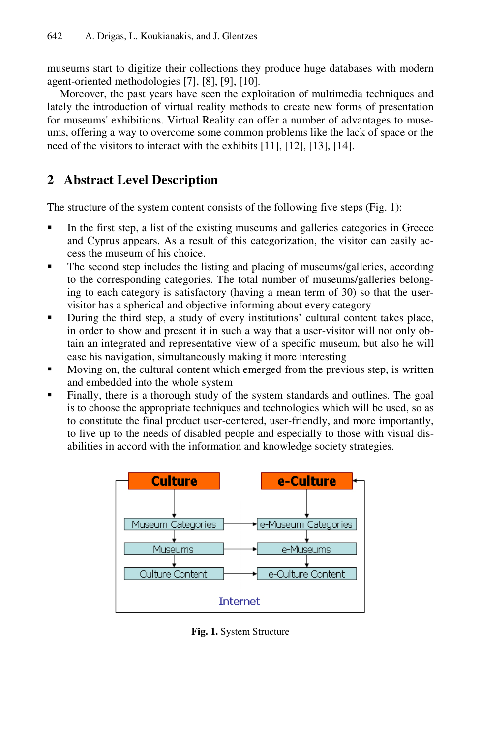museums start to digitize their collections they produce huge databases with modern agent-oriented methodologies [7], [8], [9], [10].

Moreover, the past years have seen the exploitation of multimedia techniques and lately the introduction of virtual reality methods to create new forms of presentation for museums' exhibitions. Virtual Reality can offer a number of advantages to museums, offering a way to overcome some common problems like the lack of space or the need of the visitors to interact with the exhibits [11], [12], [13], [14].

## 2 Abstract Level Description

The structure of the system content consists of the following five steps (Fig. 1):

- In the first step, a list of the existing museums and galleries categories in Greece and Cyprus appears. As a result of this categorization, the visitor can easily access the museum of his choice.
- The second step includes the listing and placing of museums/galleries, according to the corresponding categories. The total number of museums/galleries belonging to each category is satisfactory (having a mean term of 30) so that the user-visitor has a spherical and objective informing about every category
- During the third step, a study of every institutions' cultural content takes place, in order to show and present it in such a way that a user-visitor will not only obtain an integrated and representative view of a specific museum, but also he will ease his navigation, simultaneously making it more interesting
- Moving on, the cultural content which emerged from the previous step, is written and embedded into the whole system
- Finally, there is a thorough study of the system standards and outlines. The goal is to choose the appropriate techniques and technologies which will be used, so as to constitute the final product user-centered, user-friendly, and more importantly, to live up to the needs of disabled people and especially to those with visual disabilities in accord with the information and knowledge society strategies.

Culture
Museum Categories
Museums
Culture Content
e-Culture
e-Museum Categories
e-Museums
e-Culture Content
Internet

**Fig. 1.** System Structure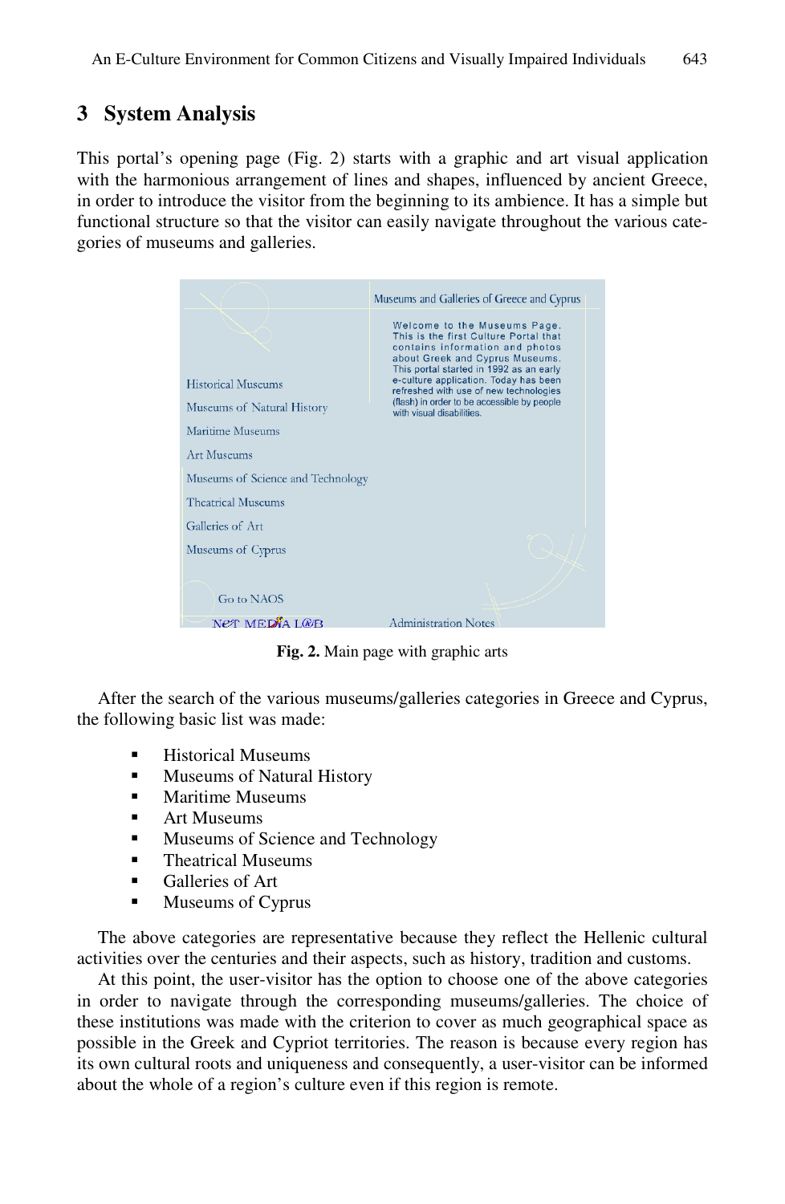## 3 System Analysis

This portal's opening page (Fig. 2) starts with a graphic and art visual application with the harmonious arrangement of lines and shapes, influenced by ancient Greece, in order to introduce the visitor from the beginning to its ambience. It has a simple but functional structure so that the visitor can easily navigate throughout the various categories of museums and galleries.

**Fig. 2.** Main page with graphic arts

After the search of the various museums/galleries categories in Greece and Cyprus, the following basic list was made:

- Historical Museums
- Museums of Natural History
- Maritime Museums
- Art Museums
- Museums of Science and Technology
- Theatrical Museums
- Galleries of Art
- Museums of Cyprus

The above categories are representative because they reflect the Hellenic cultural activities over the centuries and their aspects, such as history, tradition and customs.

At this point, the user-visitor has the option to choose one of the above categories in order to navigate through the corresponding museums/galleries. The choice of these institutions was made with the criterion to cover as much geographical space as possible in the Greek and Cypriot territories. The reason is because every region has its own cultural roots and uniqueness and consequently, a user-visitor can be informed about the whole of a region's culture even if this region is remote.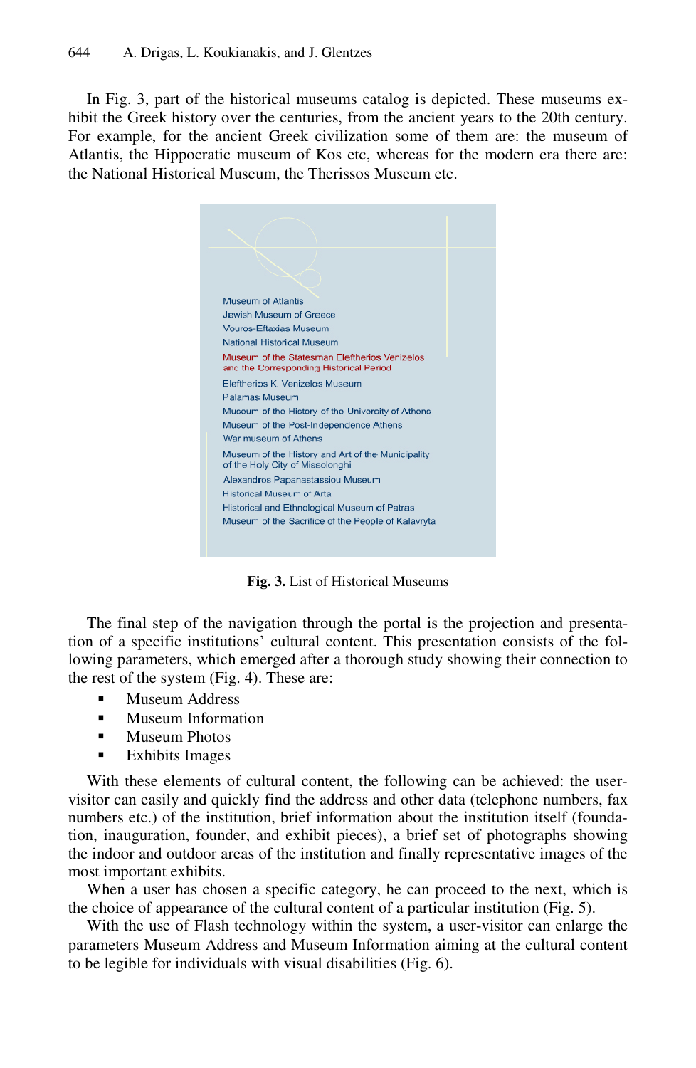In Fig. 3, part of the historical museums catalog is depicted. These museums exhibit the Greek history over the centuries, from the ancient years to the 20th century. For example, for the ancient Greek civilization some of them are: the museum of Atlantis, the Hippocratic museum of Kos etc, whereas for the modern era there are: the National Historical Museum, the Therissos Museum etc.

Museum of Atlantis
Jewish Museum of Greece
Vouros-Eftaxias Museum
National Historical Museum
Museum of the Statesman Eleftherios Venizelos and the Corresponding Historical Period
Eleftherios K. Venizelos Museum
Palamas Museum
Museum of the History of the University of Athens
Museum of the Post-Independence Athens
War museum of Athens
Museum of the History and Art of the Municipality of the Holy City of Missolonghi
Alexandros Papanastassiou Museum
Historical Museum of Arta
Historical and Ethnological Museum of Patras
Museum of the Sacrifice of the People of Kalavryta

**Fig. 3.** List of Historical Museums

The final step of the navigation through the portal is the projection and presentation of a specific institutions' cultural content. This presentation consists of the following parameters, which emerged after a thorough study showing their connection to the rest of the system (Fig. 4). These are:

- Museum Address
- Museum Information
- Museum Photos
- Exhibits Images

With these elements of cultural content, the following can be achieved: the user-visitor can easily and quickly find the address and other data (telephone numbers, fax numbers etc.) of the institution, brief information about the institution itself (foundation, inauguration, founder, and exhibit pieces), a brief set of photographs showing the indoor and outdoor areas of the institution and finally representative images of the most important exhibits.

When a user has chosen a specific category, he can proceed to the next, which is the choice of appearance of the cultural content of a particular institution (Fig. 5).

With the use of Flash technology within the system, a user-visitor can enlarge the parameters Museum Address and Museum Information aiming at the cultural content to be legible for individuals with visual disabilities (Fig. 6).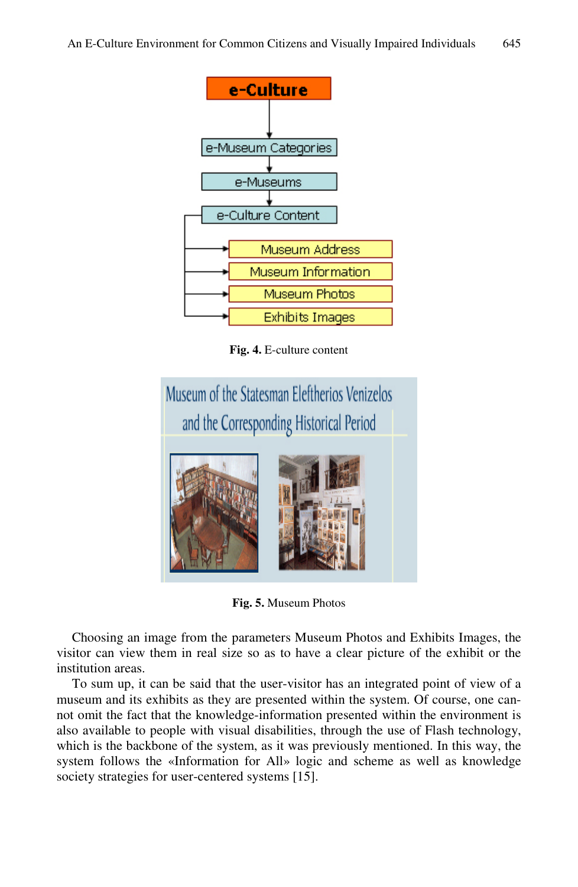Fig. 4. E-culture content

Fig. 5. Museum Photos

Choosing an image from the parameters Museum Photos and Exhibits Images, the visitor can view them in real size so as to have a clear picture of the exhibit or the institution areas.

To sum up, it can be said that the user-visitor has an integrated point of view of a museum and its exhibits as they are presented within the system. Of course, one cannot omit the fact that the knowledge-information presented within the environment is also available to people with visual disabilities, through the use of Flash technology, which is the backbone of the system, as it was previously mentioned. In this way, the system follows the «Information for All» logic and scheme as well as knowledge society strategies for user-centered systems [15].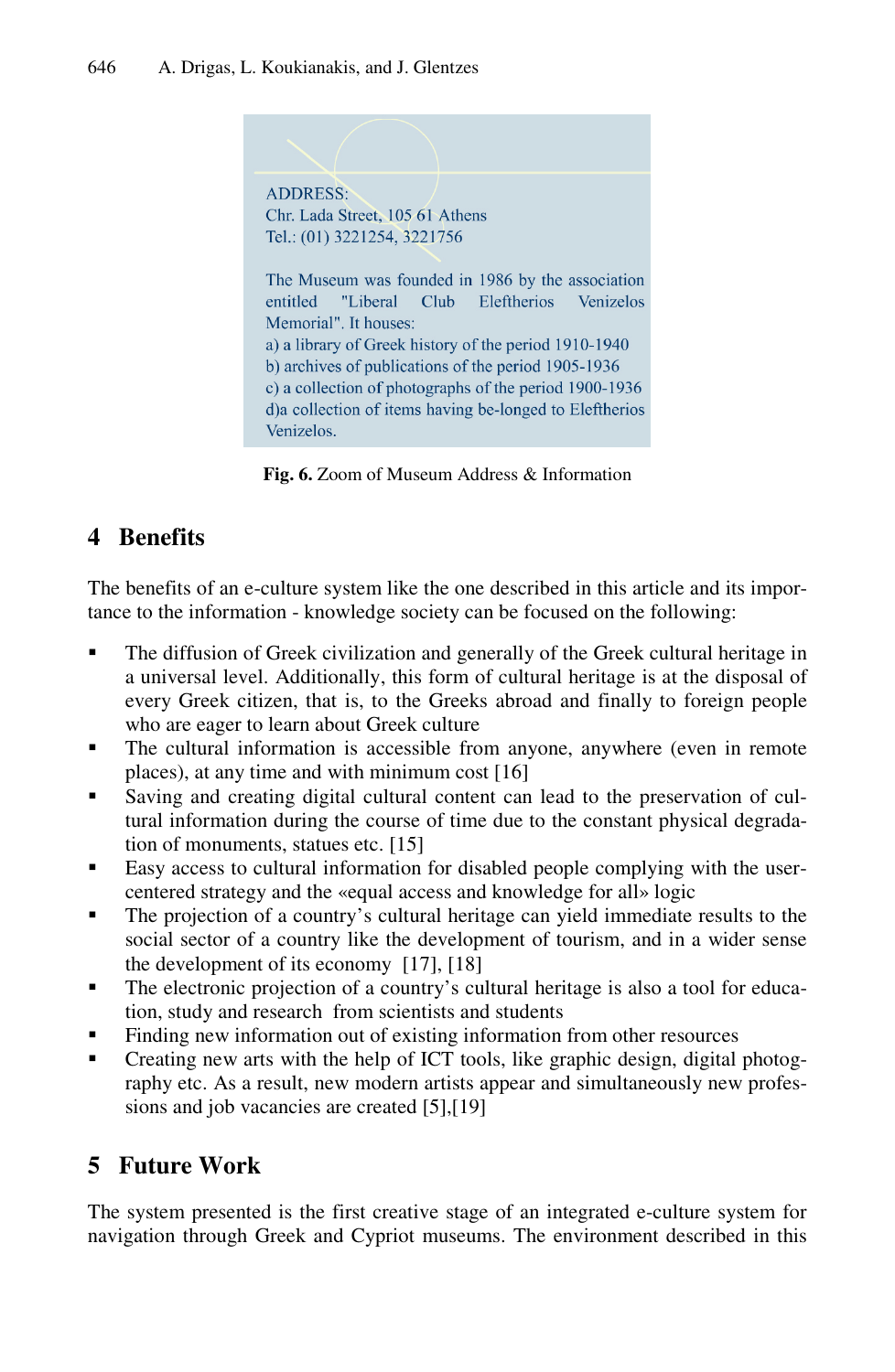ADDRESS:
Chr. Lada Street, 105 61 Athens
Tel.: (01) 3221254, 3221756

The Museum was founded in 1986 by the association entitled "Liberal Club Eleftherios Venizelos Memorial". It houses:
a) a library of Greek history of the period 1910-1940
b) archives of publications of the period 1905-1936
c) a collection of photographs of the period 1900-1936
d)a collection of items having be-longed to Eleftherios Venizelos.

**Fig. 6.** Zoom of Museum Address & Information

## 4 Benefits

The benefits of an e-culture system like the one described in this article and its importance to the information - knowledge society can be focused on the following:

- The diffusion of Greek civilization and generally of the Greek cultural heritage in a universal level. Additionally, this form of cultural heritage is at the disposal of every Greek citizen, that is, to the Greeks abroad and finally to foreign people who are eager to learn about Greek culture
- The cultural information is accessible from anyone, anywhere (even in remote places), at any time and with minimum cost [16]
- Saving and creating digital cultural content can lead to the preservation of cultural information during the course of time due to the constant physical degradation of monuments, statues etc. [15]
- Easy access to cultural information for disabled people complying with the user-centered strategy and the «equal access and knowledge for all» logic
- The projection of a country's cultural heritage can yield immediate results to the social sector of a country like the development of tourism, and in a wider sense the development of its economy [17], [18]
- The electronic projection of a country's cultural heritage is also a tool for education, study and research from scientists and students
- Finding new information out of existing information from other resources
- Creating new arts with the help of ICT tools, like graphic design, digital photography etc. As a result, new modern artists appear and simultaneously new professions and job vacancies are created [5],[19]

## 5 Future Work

The system presented is the first creative stage of an integrated e-culture system for navigation through Greek and Cypriot museums. The environment described in this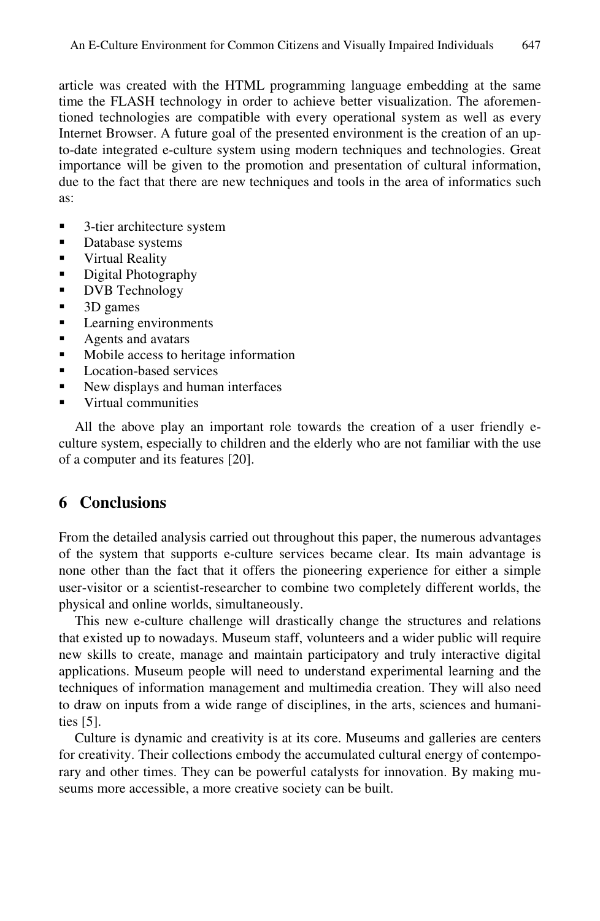article was created with the HTML programming language embedding at the same time the FLASH technology in order to achieve better visualization. The aforementioned technologies are compatible with every operational system as well as every Internet Browser. A future goal of the presented environment is the creation of an up-to-date integrated e-culture system using modern techniques and technologies. Great importance will be given to the promotion and presentation of cultural information, due to the fact that there are new techniques and tools in the area of informatics such as:

- 3-tier architecture system
- Database systems
- Virtual Reality
- Digital Photography
- DVB Technology
- 3D games
- Learning environments
- Agents and avatars
- Mobile access to heritage information
- Location-based services
- New displays and human interfaces
- Virtual communities

All the above play an important role towards the creation of a user friendly e-culture system, especially to children and the elderly who are not familiar with the use of a computer and its features [20].

## 6 Conclusions

From the detailed analysis carried out throughout this paper, the numerous advantages of the system that supports e-culture services became clear. Its main advantage is none other than the fact that it offers the pioneering experience for either a simple user-visitor or a scientist-researcher to combine two completely different worlds, the physical and online worlds, simultaneously.

This new e-culture challenge will drastically change the structures and relations that existed up to nowadays. Museum staff, volunteers and a wider public will require new skills to create, manage and maintain participatory and truly interactive digital applications. Museum people will need to understand experimental learning and the techniques of information management and multimedia creation. They will also need to draw on inputs from a wide range of disciplines, in the arts, sciences and humanities [5].

Culture is dynamic and creativity is at its core. Museums and galleries are centers for creativity. Their collections embody the accumulated cultural energy of contemporary and other times. They can be powerful catalysts for innovation. By making museums more accessible, a more creative society can be built.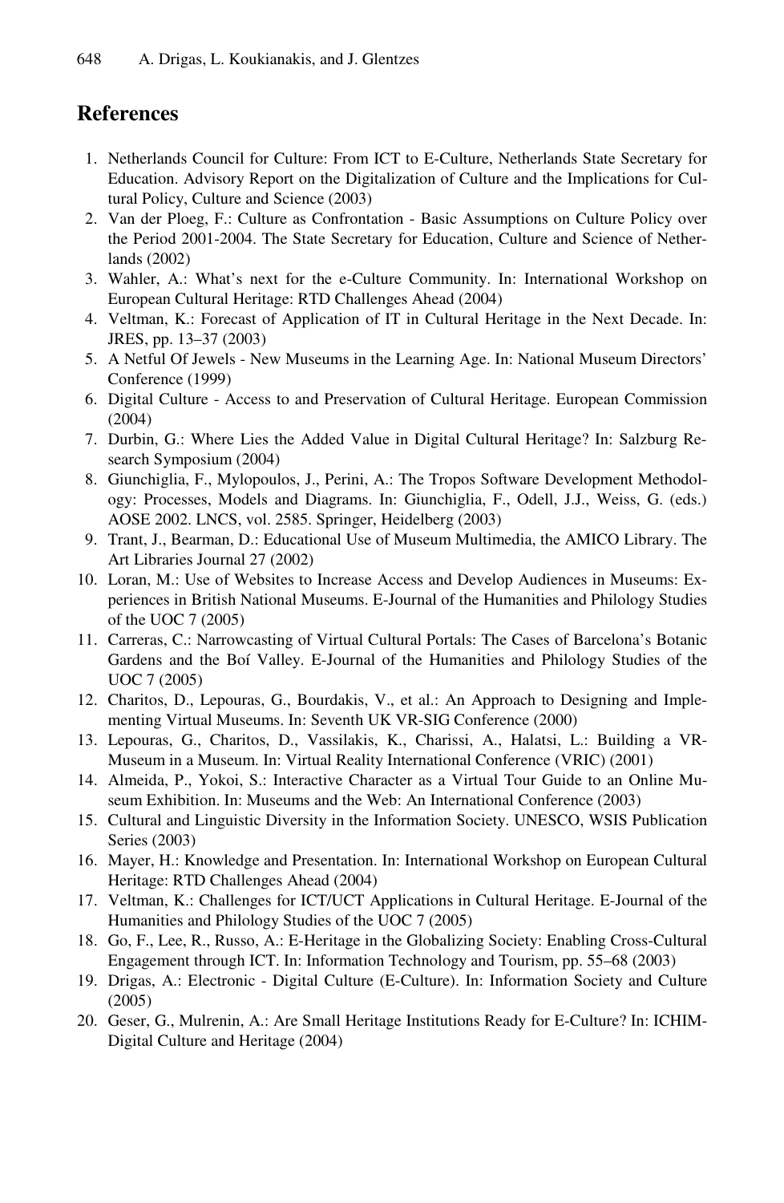## References

1. Netherlands Council for Culture: From ICT to E-Culture, Netherlands State Secretary for Education. Advisory Report on the Digitalization of Culture and the Implications for Cultural Policy, Culture and Science (2003)
2. Van der Ploeg, F.: Culture as Confrontation - Basic Assumptions on Culture Policy over the Period 2001-2004. The State Secretary for Education, Culture and Science of Netherlands (2002)
3. Wahler, A.: What's next for the e-Culture Community. In: International Workshop on European Cultural Heritage: RTD Challenges Ahead (2004)
4. Veltman, K.: Forecast of Application of IT in Cultural Heritage in the Next Decade. In: JRES, pp. 13–37 (2003)
5. A Netful Of Jewels - New Museums in the Learning Age. In: National Museum Directors' Conference (1999)
6. Digital Culture - Access to and Preservation of Cultural Heritage. European Commission (2004)
7. Durbin, G.: Where Lies the Added Value in Digital Cultural Heritage? In: Salzburg Research Symposium (2004)
8. Giunchiglia, F., Mylopoulos, J., Perini, A.: The Tropos Software Development Methodology: Processes, Models and Diagrams. In: Giunchiglia, F., Odell, J.J., Weiss, G. (eds.) AOSE 2002. LNCS, vol. 2585. Springer, Heidelberg (2003)
9. Trant, J., Bearman, D.: Educational Use of Museum Multimedia, the AMICO Library. The Art Libraries Journal 27 (2002)
10. Loran, M.: Use of Websites to Increase Access and Develop Audiences in Museums: Experiences in British National Museums. E-Journal of the Humanities and Philology Studies of the UOC 7 (2005)
11. Carreras, C.: Narrowcasting of Virtual Cultural Portals: The Cases of Barcelona's Botanic Gardens and the Boí Valley. E-Journal of the Humanities and Philology Studies of the UOC 7 (2005)
12. Charitos, D., Lepouras, G., Bourdakis, V., et al.: An Approach to Designing and Implementing Virtual Museums. In: Seventh UK VR-SIG Conference (2000)
13. Lepouras, G., Charitos, D., Vassilakis, K., Charissi, A., Halatsi, L.: Building a VR-Museum in a Museum. In: Virtual Reality International Conference (VRIC) (2001)
14. Almeida, P., Yokoi, S.: Interactive Character as a Virtual Tour Guide to an Online Museum Exhibition. In: Museums and the Web: An International Conference (2003)
15. Cultural and Linguistic Diversity in the Information Society. UNESCO, WSIS Publication Series (2003)
16. Mayer, H.: Knowledge and Presentation. In: International Workshop on European Cultural Heritage: RTD Challenges Ahead (2004)
17. Veltman, K.: Challenges for ICT/UCT Applications in Cultural Heritage. E-Journal of the Humanities and Philology Studies of the UOC 7 (2005)
18. Go, F., Lee, R., Russo, A.: E-Heritage in the Globalizing Society: Enabling Cross-Cultural Engagement through ICT. In: Information Technology and Tourism, pp. 55–68 (2003)
19. Drigas, A.: Electronic - Digital Culture (E-Culture). In: Information Society and Culture (2005)
20. Geser, G., Mulrenin, A.: Are Small Heritage Institutions Ready for E-Culture? In: ICHIM-Digital Culture and Heritage (2004)